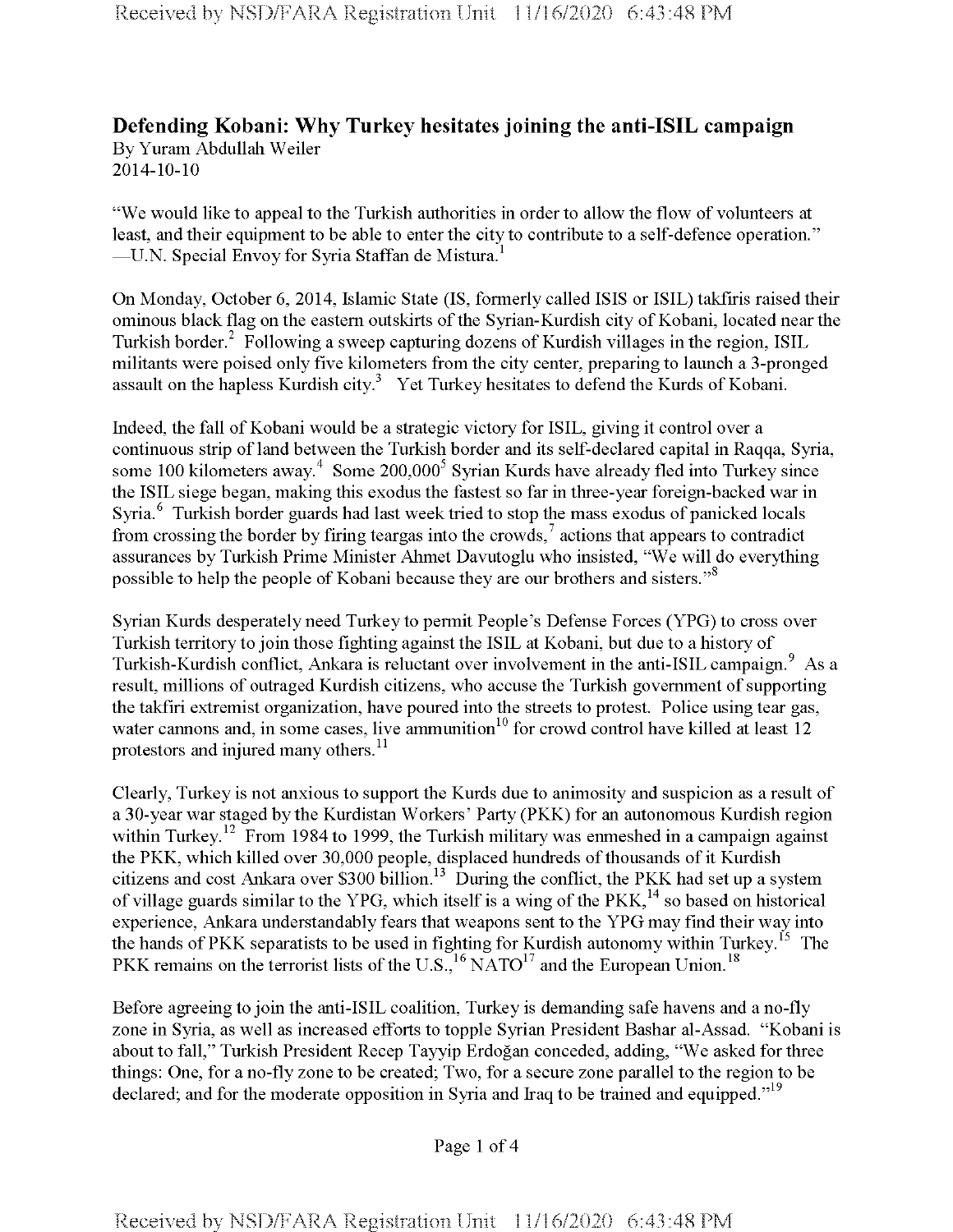# Defending Kobani: Why Turkey hesitates joining the anti-ISIL campaign

By Yuram Abdullah Weiler
2014-10-10

"We would like to appeal to the Turkish authorities in order to allow the flow of volunteers at least, and their equipment to be able to enter the city to contribute to a self-defence operation." —U.N. Special Envoy for Syria Staffan de Mistura.[1]

On Monday, October 6, 2014, Islamic State (IS, formerly called ISIS or ISIL) takfiris raised their ominous black flag on the eastern outskirts of the Syrian-Kurdish city of Kobani, located near the Turkish border.[2] Following a sweep capturing dozens of Kurdish villages in the region, ISIL militants were poised only five kilometers from the city center, preparing to launch a 3-pronged assault on the hapless Kurdish city.[3] Yet Turkey hesitates to defend the Kurds of Kobani.

Indeed, the fall of Kobani would be a strategic victory for ISIL, giving it control over a continuous strip of land between the Turkish border and its self-declared capital in Raqqa, Syria, some 100 kilometers away.[4] Some 200,000[5] Syrian Kurds have already fled into Turkey since the ISIL siege began, making this exodus the fastest so far in three-year foreign-backed war in Syria.[6] Turkish border guards had last week tried to stop the mass exodus of panicked locals from crossing the border by firing teargas into the crowds,[7] actions that appears to contradict assurances by Turkish Prime Minister Ahmet Davutoglu who insisted, "We will do everything possible to help the people of Kobani because they are our brothers and sisters."[8]

Syrian Kurds desperately need Turkey to permit People's Defense Forces (YPG) to cross over Turkish territory to join those fighting against the ISIL at Kobani, but due to a history of Turkish-Kurdish conflict, Ankara is reluctant over involvement in the anti-ISIL campaign.[9] As a result, millions of outraged Kurdish citizens, who accuse the Turkish government of supporting the takfiri extremist organization, have poured into the streets to protest. Police using tear gas, water cannons and, in some cases, live ammunition[10] for crowd control have killed at least 12 protestors and injured many others.[11]

Clearly, Turkey is not anxious to support the Kurds due to animosity and suspicion as a result of a 30-year war staged by the Kurdistan Workers' Party (PKK) for an autonomous Kurdish region within Turkey.[12] From 1984 to 1999, the Turkish military was enmeshed in a campaign against the PKK, which killed over 30,000 people, displaced hundreds of thousands of it Kurdish citizens and cost Ankara over $300 billion.[13] During the conflict, the PKK had set up a system of village guards similar to the YPG, which itself is a wing of the PKK,[14] so based on historical experience, Ankara understandably fears that weapons sent to the YPG may find their way into the hands of PKK separatists to be used in fighting for Kurdish autonomy within Turkey.[15] The PKK remains on the terrorist lists of the U.S.,[16] NATO[17] and the European Union.[18]

Before agreeing to join the anti-ISIL coalition, Turkey is demanding safe havens and a no-fly zone in Syria, as well as increased efforts to topple Syrian President Bashar al-Assad. "Kobani is about to fall," Turkish President Recep Tayyip Erdoğan conceded, adding, "We asked for three things: One, for a no-fly zone to be created; Two, for a secure zone parallel to the region to be declared; and for the moderate opposition in Syria and Iraq to be trained and equipped."[19]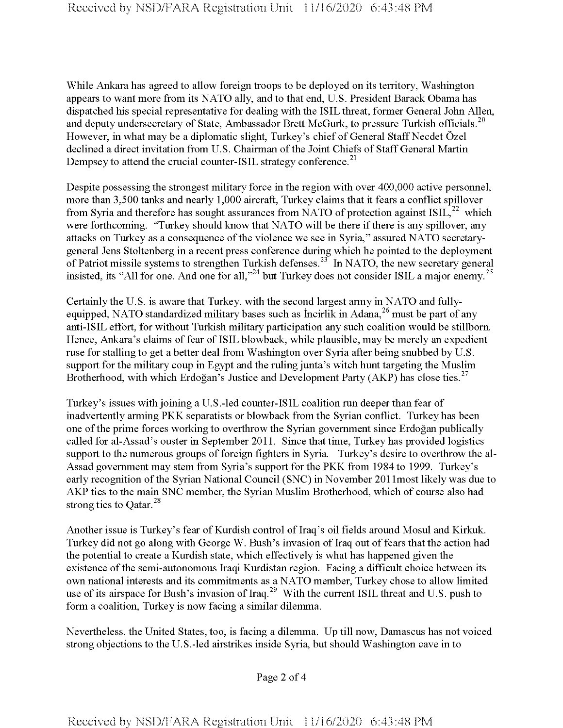While Ankara has agreed to allow foreign troops to be deployed on its territory, Washington appears to want more from its NATO ally, and to that end, U.S. President Barack Obama has dispatched his special representative for dealing with the ISIL threat, former General John Allen, and deputy undersecretary of State, Ambassador Brett McGurk, to pressure Turkish officials.[20] However, in what may be a diplomatic slight, Turkey's chief of General Staff Necdet Özel declined a direct invitation from U.S. Chairman of the Joint Chiefs of Staff General Martin Dempsey to attend the crucial counter-ISIL strategy conference.[21]

Despite possessing the strongest military force in the region with over 400,000 active personnel, more than 3,500 tanks and nearly 1,000 aircraft, Turkey claims that it fears a conflict spillover from Syria and therefore has sought assurances from NATO of protection against ISIL,[22] which were forthcoming. "Turkey should know that NATO will be there if there is any spillover, any attacks on Turkey as a consequence of the violence we see in Syria," assured NATO secretary-general Jens Stoltenberg in a recent press conference during which he pointed to the deployment of Patriot missile systems to strengthen Turkish defenses.[23] In NATO, the new secretary general insisted, its "All for one. And one for all,"[24] but Turkey does not consider ISIL a major enemy.[25]

Certainly the U.S. is aware that Turkey, with the second largest army in NATO and fully-equipped, NATO standardized military bases such as İncirlik in Adana,[26] must be part of any anti-ISIL effort, for without Turkish military participation any such coalition would be stillborn. Hence, Ankara's claims of fear of ISIL blowback, while plausible, may be merely an expedient ruse for stalling to get a better deal from Washington over Syria after being snubbed by U.S. support for the military coup in Egypt and the ruling junta's witch hunt targeting the Muslim Brotherhood, with which Erdoğan's Justice and Development Party (AKP) has close ties.[27]

Turkey's issues with joining a U.S.-led counter-ISIL coalition run deeper than fear of inadvertently arming PKK separatists or blowback from the Syrian conflict. Turkey has been one of the prime forces working to overthrow the Syrian government since Erdoğan publically called for al-Assad's ouster in September 2011. Since that time, Turkey has provided logistics support to the numerous groups of foreign fighters in Syria. Turkey's desire to overthrow the al-Assad government may stem from Syria's support for the PKK from 1984 to 1999. Turkey's early recognition of the Syrian National Council (SNC) in November 2011most likely was due to AKP ties to the main SNC member, the Syrian Muslim Brotherhood, which of course also had strong ties to Qatar.[28]

Another issue is Turkey's fear of Kurdish control of Iraq's oil fields around Mosul and Kirkuk. Turkey did not go along with George W. Bush's invasion of Iraq out of fears that the action had the potential to create a Kurdish state, which effectively is what has happened given the existence of the semi-autonomous Iraqi Kurdistan region. Facing a difficult choice between its own national interests and its commitments as a NATO member, Turkey chose to allow limited use of its airspace for Bush's invasion of Iraq.[29] With the current ISIL threat and U.S. push to form a coalition, Turkey is now facing a similar dilemma.

Nevertheless, the United States, too, is facing a dilemma. Up till now, Damascus has not voiced strong objections to the U.S.-led airstrikes inside Syria, but should Washington cave in to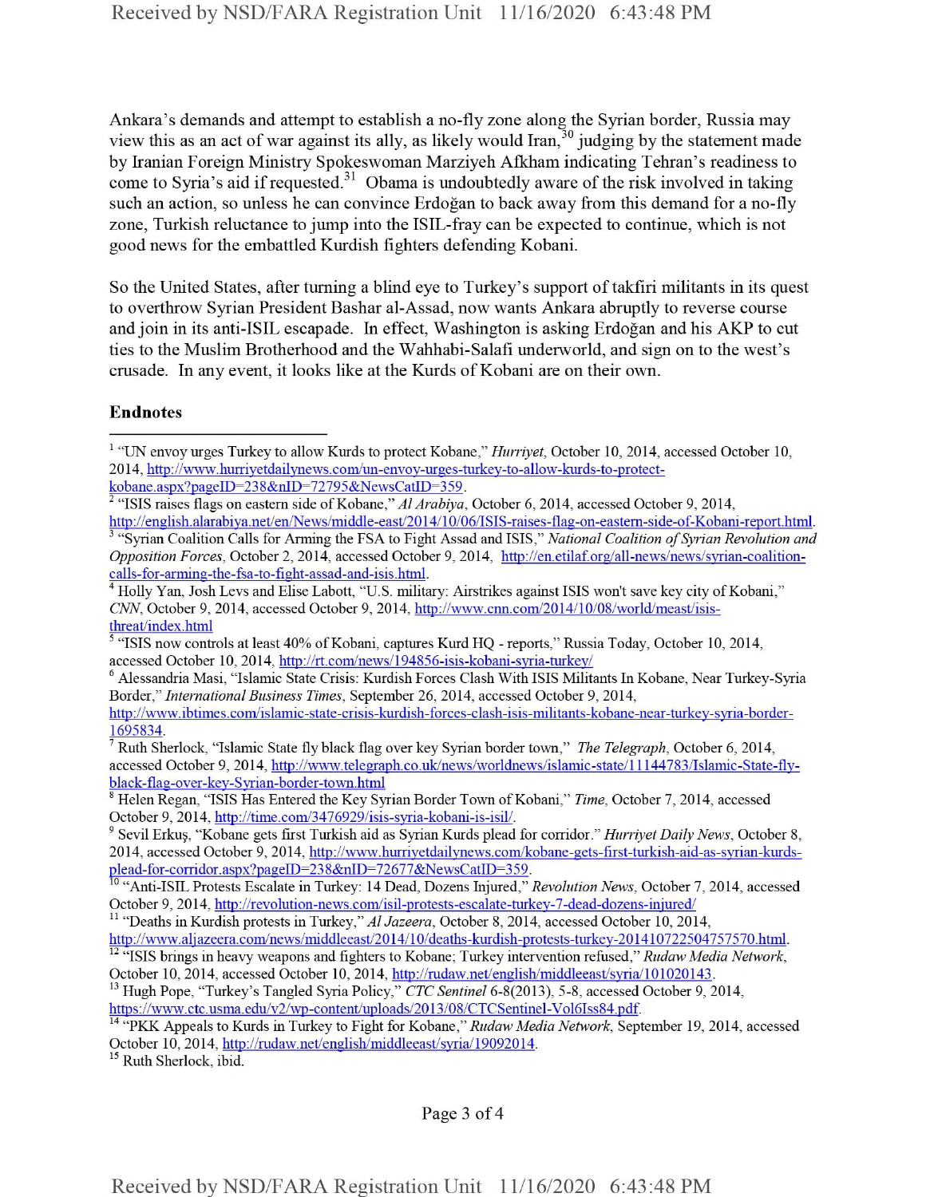Ankara's demands and attempt to establish a no-fly zone along the Syrian border, Russia may view this as an act of war against its ally, as likely would Iran,[30] judging by the statement made by Iranian Foreign Ministry Spokeswoman Marziyeh Afkham indicating Tehran's readiness to come to Syria's aid if requested.[31] Obama is undoubtedly aware of the risk involved in taking such an action, so unless he can convince Erdoğan to back away from this demand for a no-fly zone, Turkish reluctance to jump into the ISIL-fray can be expected to continue, which is not good news for the embattled Kurdish fighters defending Kobani.

So the United States, after turning a blind eye to Turkey's support of takfiri militants in its quest to overthrow Syrian President Bashar al-Assad, now wants Ankara abruptly to reverse course and join in its anti-ISIL escapade. In effect, Washington is asking Erdoğan and his AKP to cut ties to the Muslim Brotherhood and the Wahhabi-Salafi underworld, and sign on to the west's crusade. In any event, it looks like at the Kurds of Kobani are on their own.

## Endnotes

[1] "UN envoy urges Turkey to allow Kurds to protect Kobane," *Hurriyet*, October 10, 2014, accessed October 10, 2014, http://www.hurriyetdailynews.com/un-envoy-urges-turkey-to-allow-kurds-to-protect-kobane.aspx?pageID=238&nID=72795&NewsCatID=359.

[2] "ISIS raises flags on eastern side of Kobane," *Al Arabiya*, October 6, 2014, accessed October 9, 2014, http://english.alarabiya.net/en/News/middle-east/2014/10/06/ISIS-raises-flag-on-eastern-side-of-Kobani-report.html.

[3] "Syrian Coalition Calls for Arming the FSA to Fight Assad and ISIS," *National Coalition of Syrian Revolution and Opposition Forces*, October 2, 2014, accessed October 9, 2014, http://en.etilaf.org/all-news/news/syrian-coalition-calls-for-arming-the-fsa-to-fight-assad-and-isis.html.

[4] Holly Yan, Josh Levs and Elise Labott, "U.S. military: Airstrikes against ISIS won't save key city of Kobani," *CNN*, October 9, 2014, accessed October 9, 2014, http://www.cnn.com/2014/10/08/world/meast/isis-threat/index.html

[5] "ISIS now controls at least 40% of Kobani, captures Kurd HQ - reports," Russia Today, October 10, 2014, accessed October 10, 2014, http://rt.com/news/194856-isis-kobani-syria-turkey/

[6] Alessandria Masi, "Islamic State Crisis: Kurdish Forces Clash With ISIS Militants In Kobane, Near Turkey-Syria Border," *International Business Times*, September 26, 2014, accessed October 9, 2014, http://www.ibtimes.com/islamic-state-crisis-kurdish-forces-clash-isis-militants-kobane-near-turkey-syria-border-1695834.

[7] Ruth Sherlock, "Islamic State fly black flag over key Syrian border town," *The Telegraph*, October 6, 2014, accessed October 9, 2014, http://www.telegraph.co.uk/news/worldnews/islamic-state/11144783/Islamic-State-fly-black-flag-over-key-Syrian-border-town.html

[8] Helen Regan, "ISIS Has Entered the Key Syrian Border Town of Kobani," *Time*, October 7, 2014, accessed October 9, 2014, http://time.com/3476929/isis-syria-kobani-is-isil/.

[9] Sevil Erkuş, "Kobane gets first Turkish aid as Syrian Kurds plead for corridor." *Hurriyet Daily News*, October 8, 2014, accessed October 9, 2014, http://www.hurriyetdailynews.com/kobane-gets-first-turkish-aid-as-syrian-kurds-plead-for-corridor.aspx?pageID=238&nID=72677&NewsCatID=359.

[10] "Anti-ISIL Protests Escalate in Turkey: 14 Dead, Dozens Injured," *Revolution News*, October 7, 2014, accessed October 9, 2014, http://revolution-news.com/isil-protests-escalate-turkey-7-dead-dozens-injured/

[11] "Deaths in Kurdish protests in Turkey," *Al Jazeera*, October 8, 2014, accessed October 10, 2014, http://www.aljazeera.com/news/middleeast/2014/10/deaths-kurdish-protests-turkey-201410722504757570.html.

[12] "ISIS brings in heavy weapons and fighters to Kobane; Turkey intervention refused," *Rudaw Media Network*, October 10, 2014, accessed October 10, 2014, http://rudaw.net/english/middleeast/syria/101020143.

[13] Hugh Pope, "Turkey's Tangled Syria Policy," *CTC Sentinel* 6-8(2013), 5-8, accessed October 9, 2014, https://www.ctc.usma.edu/v2/wp-content/uploads/2013/08/CTCSentinel-Vol6Iss84.pdf.

[14] "PKK Appeals to Kurds in Turkey to Fight for Kobane," *Rudaw Media Network*, September 19, 2014, accessed October 10, 2014, http://rudaw.net/english/middleeast/syria/19092014.

[15] Ruth Sherlock, ibid.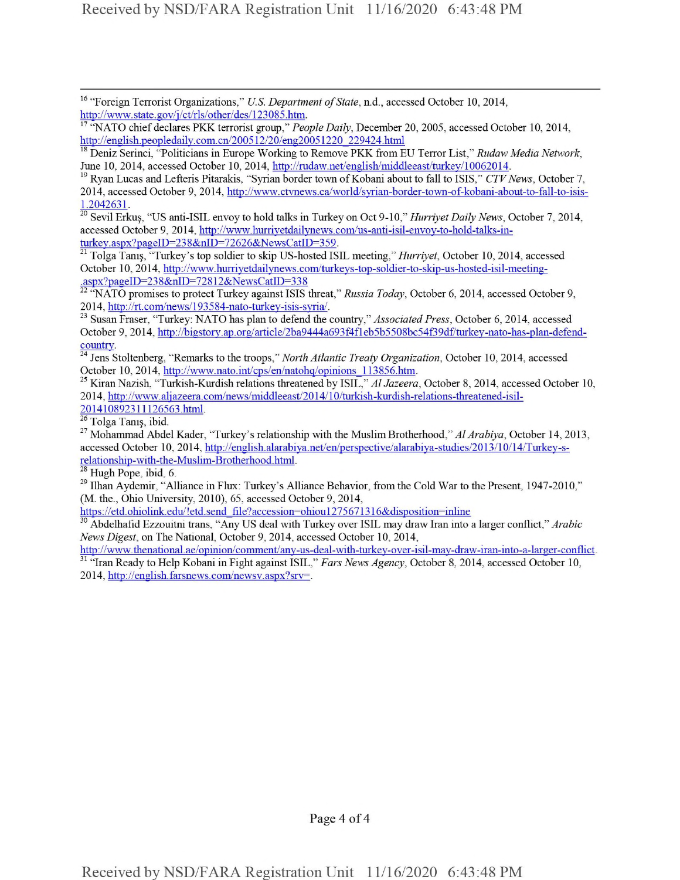[16] "Foreign Terrorist Organizations," *U.S. Department of State*, n.d., accessed October 10, 2014, http://www.state.gov/j/ct/rls/other/des/123085.htm.

[17] "NATO chief declares PKK terrorist group," *People Daily*, December 20, 2005, accessed October 10, 2014, http://english.peopledaily.com.cn/200512/20/eng20051220_229424.html

[18] Deniz Serinci, "Politicians in Europe Working to Remove PKK from EU Terror List," *Rudaw Media Network*, June 10, 2014, accessed October 10, 2014, http://rudaw.net/english/middleeast/turkey/10062014.

[19] Ryan Lucas and Lefteris Pitarakis, "Syrian border town of Kobani about to fall to ISIS," *CTV News*, October 7, 2014, accessed October 9, 2014, http://www.ctvnews.ca/world/syrian-border-town-of-kobani-about-to-fall-to-isis-1.2042631.

[20] Sevil Erkuş, "US anti-ISIL envoy to hold talks in Turkey on Oct 9-10," *Hurriyet Daily News*, October 7, 2014, accessed October 9, 2014, http://www.hurriyetdailynews.com/us-anti-isil-envoy-to-hold-talks-in-turkey.aspx?pageID=238&nID=72626&NewsCatID=359.

[21] Tolga Tanış, "Turkey's top soldier to skip US-hosted ISIL meeting," *Hurriyet*, October 10, 2014, accessed October 10, 2014, http://www.hurriyetdailynews.com/turkeys-top-soldier-to-skip-us-hosted-isil-meeting-.aspx?pageID=238&nID=72812&NewsCatID=338

[22] "NATO promises to protect Turkey against ISIS threat," *Russia Today*, October 6, 2014, accessed October 9, 2014, http://rt.com/news/193584-nato-turkey-isis-syria/.

[23] Susan Fraser, "Turkey: NATO has plan to defend the country," *Associated Press*, October 6, 2014, accessed October 9, 2014, http://bigstory.ap.org/article/2ba9444a693f4f1eb5b5508bc54f39df/turkey-nato-has-plan-defend-country.

[24] Jens Stoltenberg, "Remarks to the troops," *North Atlantic Treaty Organization*, October 10, 2014, accessed October 10, 2014, http://www.nato.int/cps/en/natohq/opinions_113856.htm.

[25] Kiran Nazish, "Turkish-Kurdish relations threatened by ISIL," *Al Jazeera*, October 8, 2014, accessed October 10, 2014, http://www.aljazeera.com/news/middleeast/2014/10/turkish-kurdish-relations-threatened-isil-201410892311126563.html.

[26] Tolga Tanış, ibid.

[27] Mohammad Abdel Kader, "Turkey's relationship with the Muslim Brotherhood," *Al Arabiya*, October 14, 2013, accessed October 10, 2014, http://english.alarabiya.net/en/perspective/alarabiya-studies/2013/10/14/Turkey-s-relationship-with-the-Muslim-Brotherhood.html.

[28] Hugh Pope, ibid, 6.

[29] Ilhan Aydemir, "Alliance in Flux: Turkey's Alliance Behavior, from the Cold War to the Present, 1947-2010," (M. the., Ohio University, 2010), 65, accessed October 9, 2014, https://etd.ohiolink.edu/!etd.send_file?accession=ohiou1275671316&disposition=inline

[30] Abdelhafid Ezzouitni trans, "Any US deal with Turkey over ISIL may draw Iran into a larger conflict," *Arabic News Digest*, on The National, October 9, 2014, accessed October 10, 2014, http://www.thenational.ae/opinion/comment/any-us-deal-with-turkey-over-isil-may-draw-iran-into-a-larger-conflict.

[31] "Iran Ready to Help Kobani in Fight against ISIL," *Fars News Agency*, October 8, 2014, accessed October 10, 2014, http://english.farsnews.com/newsv.aspx?srv=.